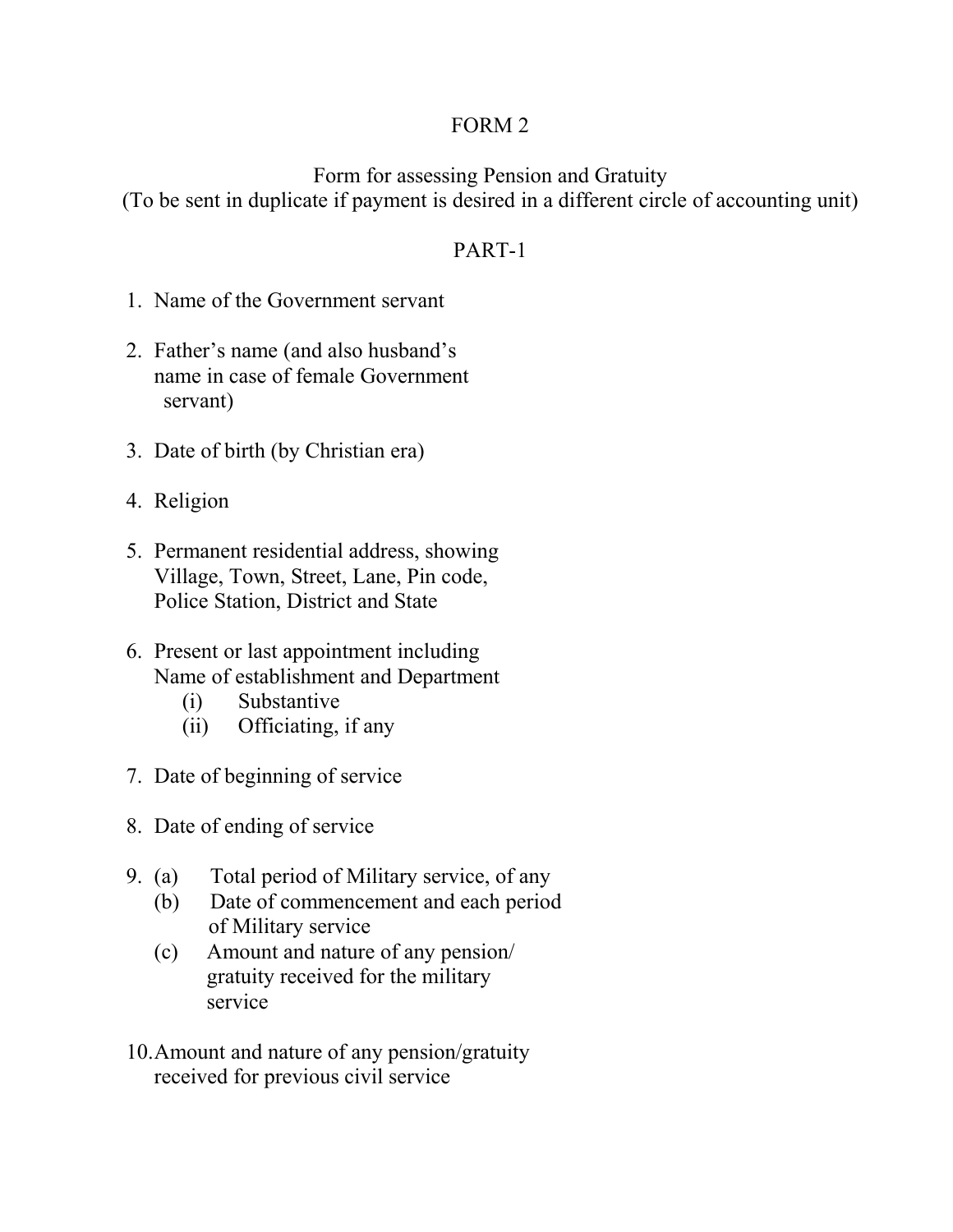# FORM 2

Form for assessing Pension and Gratuity
(To be sent in duplicate if payment is desired in a different circle of accounting unit)

## PART-1

1. Name of the Government servant

2. Father's name (and also husband's name in case of female Government servant)

3. Date of birth (by Christian era)

4. Religion

5. Permanent residential address, showing Village, Town, Street, Lane, Pin code, Police Station, District and State

6. Present or last appointment including Name of establishment and Department
   - (i) Substantive
   - (ii) Officiating, if any

7. Date of beginning of service

8. Date of ending of service

9. (a) Total period of Military service, of any
   (b) Date of commencement and each period of Military service
   (c) Amount and nature of any pension/ gratuity received for the military service

10. Amount and nature of any pension/gratuity received for previous civil service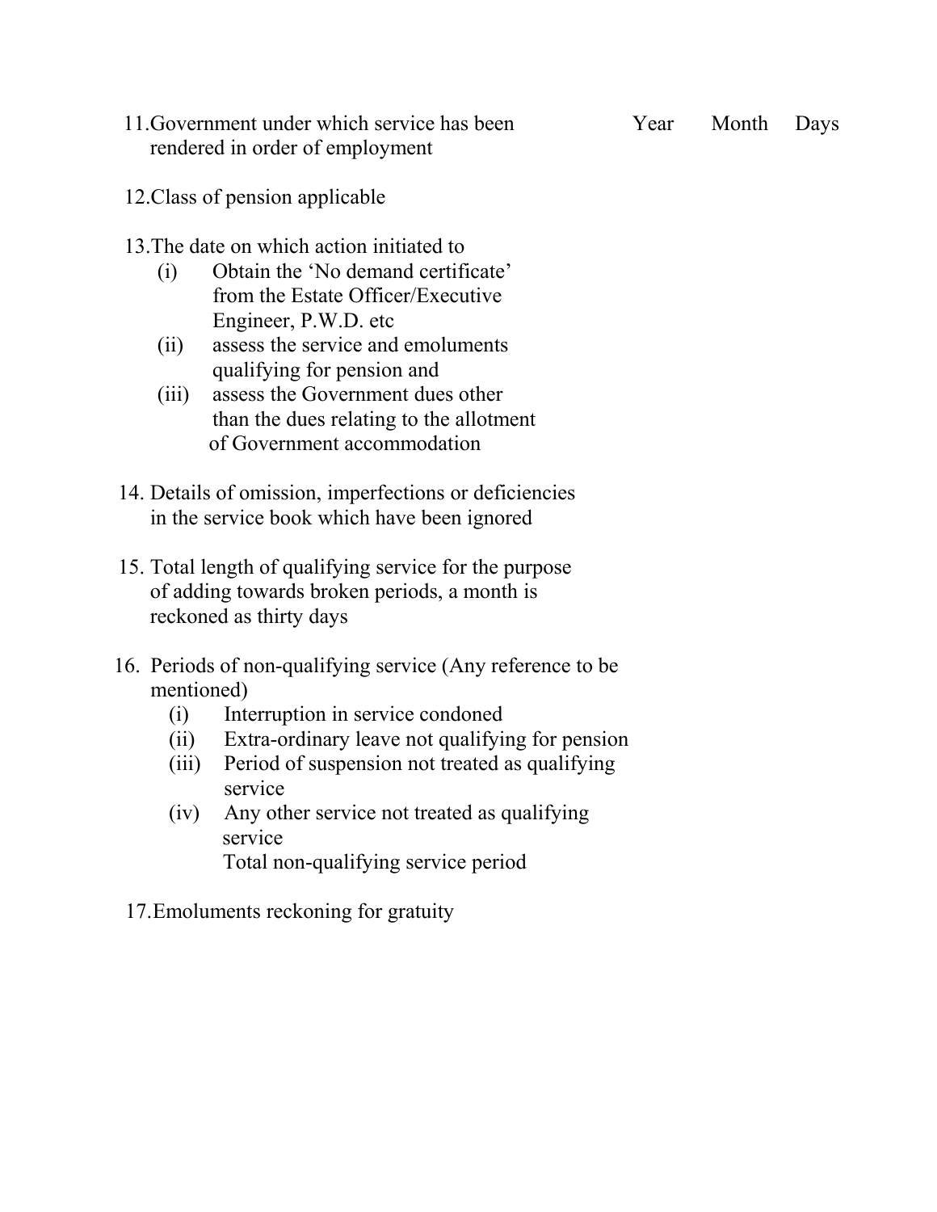11. Government under which service has been rendered in order of employment — Year  Month  Days

12. Class of pension applicable

13. The date on which action initiated to
    (i) Obtain the 'No demand certificate' from the Estate Officer/Executive Engineer, P.W.D. etc
    (ii) assess the service and emoluments qualifying for pension and
    (iii) assess the Government dues other than the dues relating to the allotment of Government accommodation

14. Details of omission, imperfections or deficiencies in the service book which have been ignored

15. Total length of qualifying service for the purpose of adding towards broken periods, a month is reckoned as thirty days

16. Periods of non-qualifying service (Any reference to be mentioned)
    (i) Interruption in service condoned
    (ii) Extra-ordinary leave not qualifying for pension
    (iii) Period of suspension not treated as qualifying service
    (iv) Any other service not treated as qualifying service

    Total non-qualifying service period

17. Emoluments reckoning for gratuity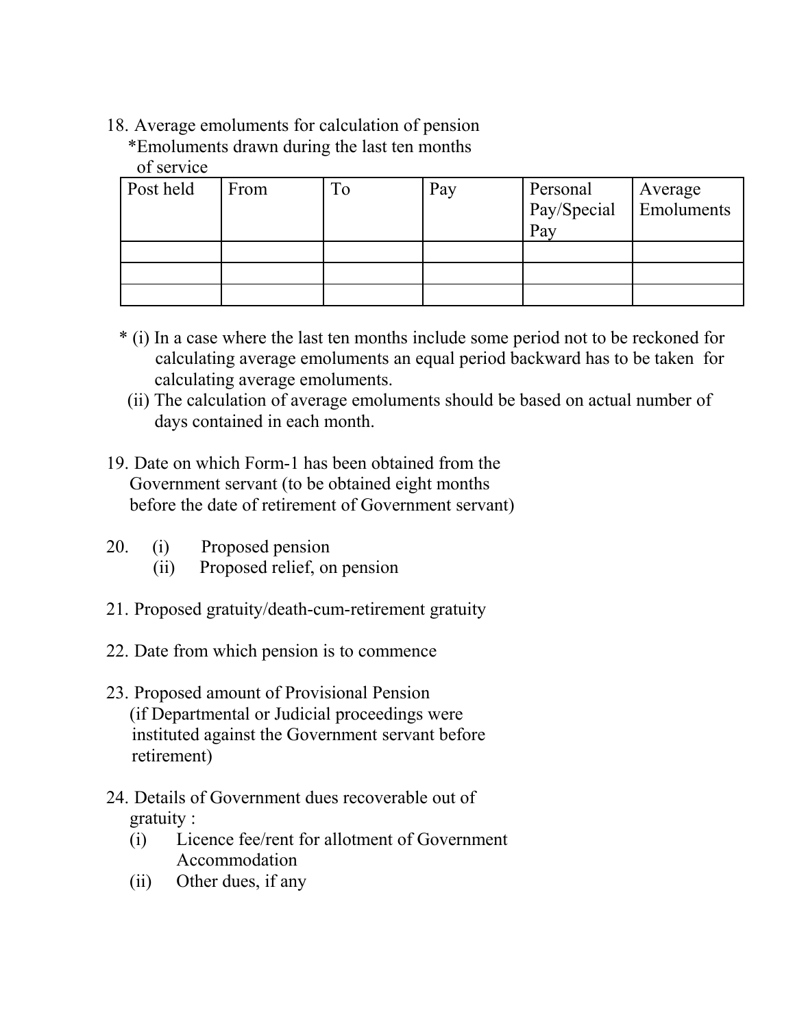18. Average emoluments for calculation of pension
    *Emoluments drawn during the last ten months of service

| Post held | From | To | Pay | Personal Pay/Special Pay | Average Emoluments |
|---|---|---|---|---|---|
| | | | | | |
| | | | | | |
| | | | | | |

* (i) In a case where the last ten months include some period not to be reckoned for calculating average emoluments an equal period backward has to be taken for calculating average emoluments.
  (ii) The calculation of average emoluments should be based on actual number of days contained in each month.

19. Date on which Form-1 has been obtained from the Government servant (to be obtained eight months before the date of retirement of Government servant)

20. (i) Proposed pension
    (ii) Proposed relief, on pension

21. Proposed gratuity/death-cum-retirement gratuity

22. Date from which pension is to commence

23. Proposed amount of Provisional Pension (if Departmental or Judicial proceedings were instituted against the Government servant before retirement)

24. Details of Government dues recoverable out of gratuity :
    (i) Licence fee/rent for allotment of Government Accommodation
    (ii) Other dues, if any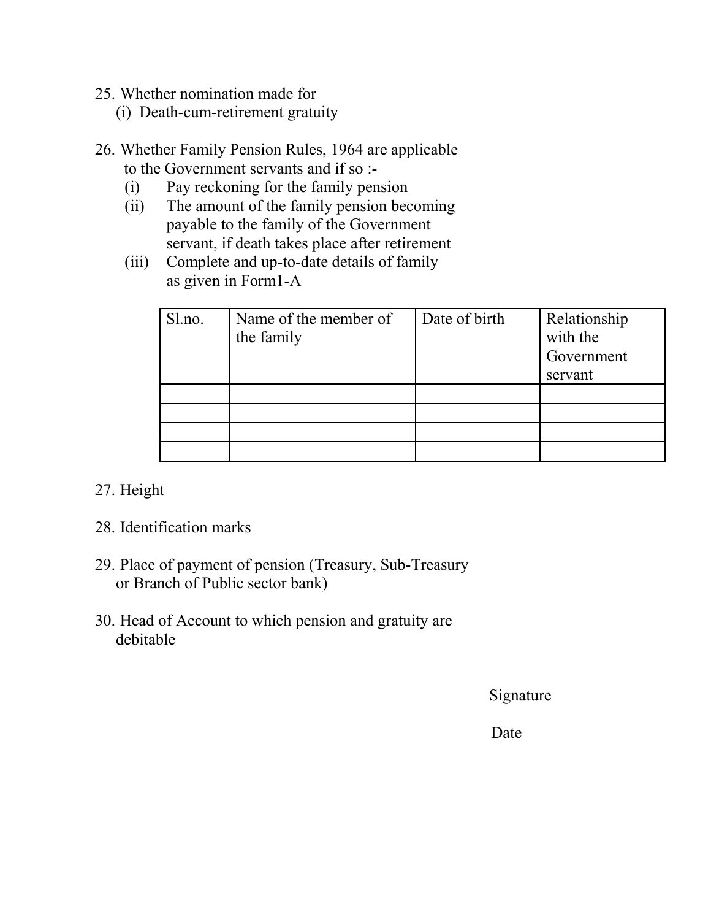25. Whether nomination made for
    (i) Death-cum-retirement gratuity

26. Whether Family Pension Rules, 1964 are applicable to the Government servants and if so :-
    (i) Pay reckoning for the family pension
    (ii) The amount of the family pension becoming payable to the family of the Government servant, if death takes place after retirement
    (iii) Complete and up-to-date details of family as given in Form1-A

| Sl.no. | Name of the member of the family | Date of birth | Relationship with the Government servant |
|---|---|---|---|
| | | | |
| | | | |
| | | | |
| | | | |

27. Height

28. Identification marks

29. Place of payment of pension (Treasury, Sub-Treasury or Branch of Public sector bank)

30. Head of Account to which pension and gratuity are debitable

Signature

Date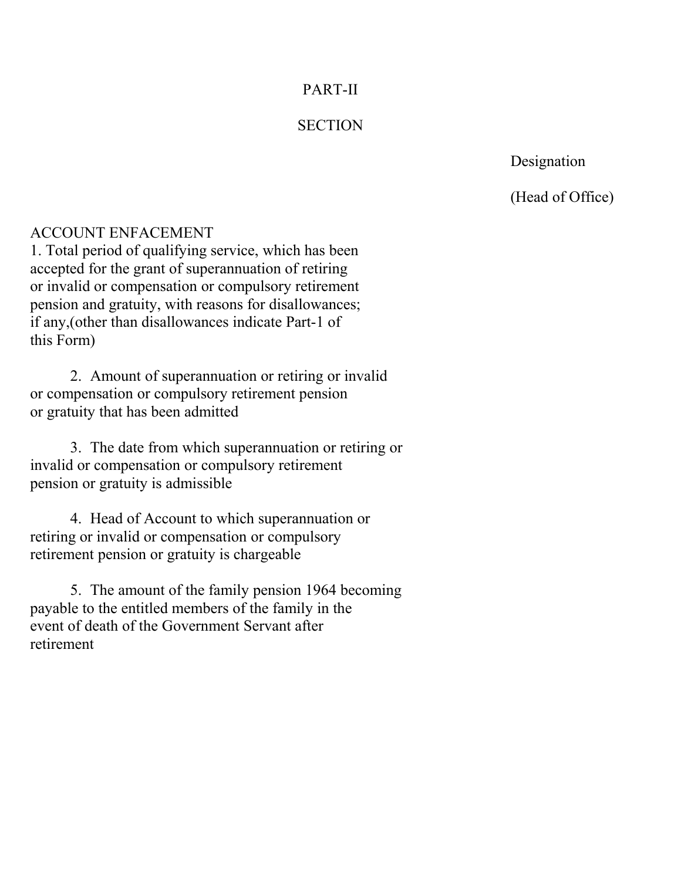PART-II

SECTION

Designation

(Head of Office)

ACCOUNT ENFACEMENT

1. Total period of qualifying service, which has been accepted for the grant of superannuation of retiring or invalid or compensation or compulsory retirement pension and gratuity, with reasons for disallowances; if any,(other than disallowances indicate Part-1 of this Form)

2. Amount of superannuation or retiring or invalid or compensation or compulsory retirement pension or gratuity that has been admitted

3. The date from which superannuation or retiring or invalid or compensation or compulsory retirement pension or gratuity is admissible

4. Head of Account to which superannuation or retiring or invalid or compensation or compulsory retirement pension or gratuity is chargeable

5. The amount of the family pension 1964 becoming payable to the entitled members of the family in the event of death of the Government Servant after retirement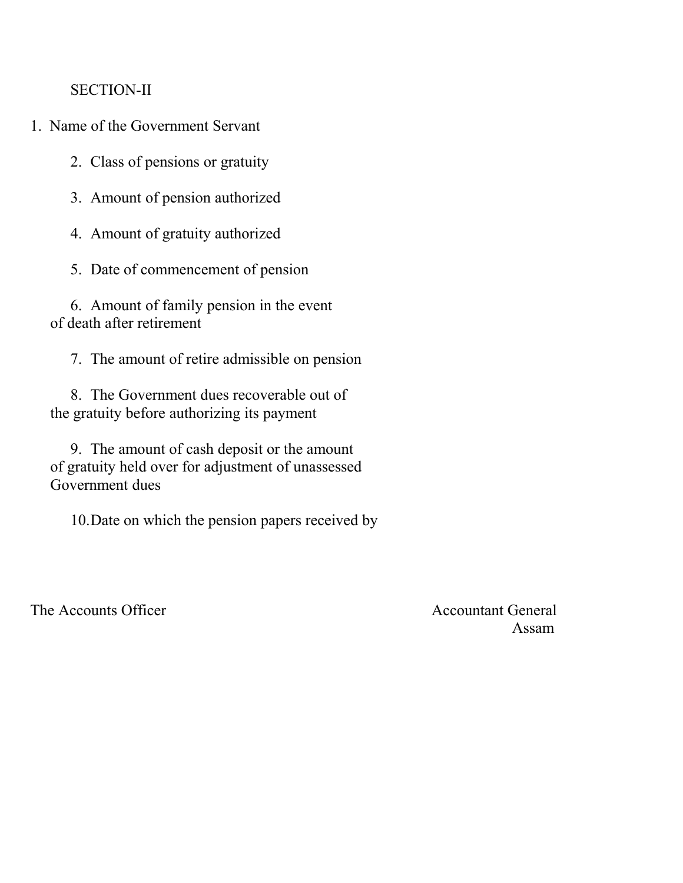SECTION-II

1. Name of the Government Servant
2. Class of pensions or gratuity
3. Amount of pension authorized
4. Amount of gratuity authorized
5. Date of commencement of pension
6. Amount of family pension in the event of death after retirement
7. The amount of retire admissible on pension
8. The Government dues recoverable out of the gratuity before authorizing its payment
9. The amount of cash deposit or the amount of gratuity held over for adjustment of unassessed Government dues
10. Date on which the pension papers received by

The Accounts Officer

Accountant General
Assam